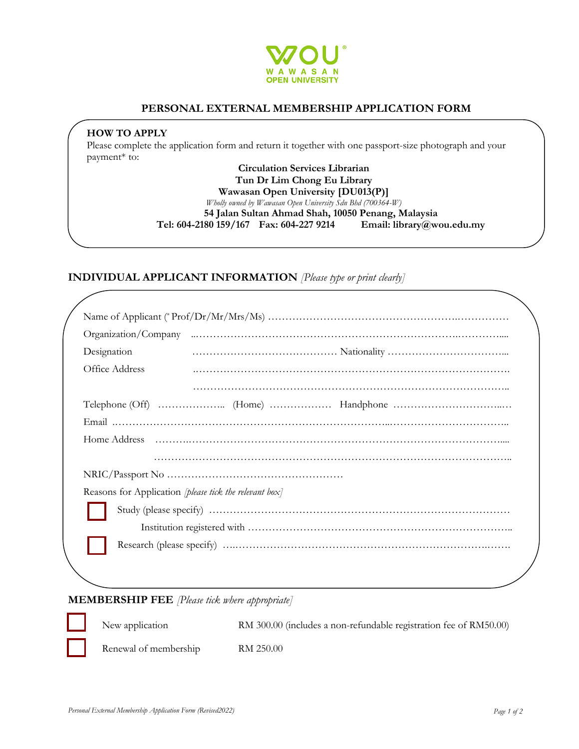WOU
WAWASAN
OPEN UNIVERSITY

# PERSONAL EXTERNAL MEMBERSHIP APPLICATION FORM

**HOW TO APPLY**

Please complete the application form and return it together with one passport-size photograph and your payment* to:

**Circulation Services Librarian**
**Tun Dr Lim Chong Eu Library**
**Wawasan Open University [DU013(P)]**
*Wholly owned by Wawasan Open University Sdn Bhd (700364-W)*
**54 Jalan Sultan Ahmad Shah, 10050 Penang, Malaysia**
**Tel: 604-2180 159/167 Fax: 604-227 9214 Email: library@wou.edu.my**

## INDIVIDUAL APPLICANT INFORMATION *[Please type or print clearly]*

Name of Applicant (* Prof/Dr/Mr/Mrs/Ms) ……………………………………………………………………

Organization/Company ……………………………………………………………………………………

Designation …………………………………… Nationality ……………………………

Office Address ……………………………………………………………………………………

……………………………………………………………………………………

Telephone (Off) ……………….. (Home) ……………… Handphone ……………………………

Email ……………………………………………………………………………………………

Home Address ……………………………………………………………………………………

……………………………………………………………………………………

NRIC/Passport No ……………………………………………

Reasons for Application *[please tick the relevant box]*

☐ Study (please specify) ………………………………………………………………………

Institution registered with ……………………………………………………………………

☐ Research (please specify) ……………………………………………………………………

## MEMBERSHIP FEE *[Please tick where appropriate]*

☐ New application RM 300.00 (includes a non-refundable registration fee of RM50.00)

☐ Renewal of membership RM 250.00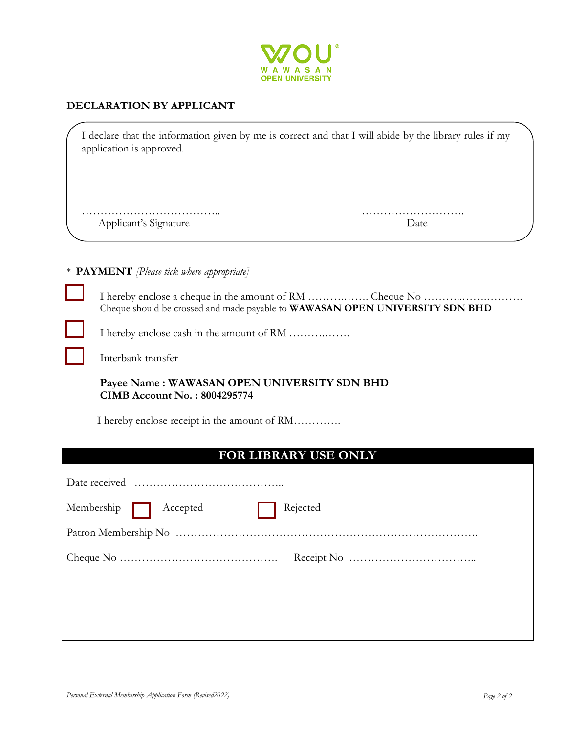WOU
WAWASAN
OPEN UNIVERSITY

## DECLARATION BY APPLICANT

I declare that the information given by me is correct and that I will abide by the library rules if my application is approved.

……………………………….. ……………………….
Applicant's Signature Date

\* **PAYMENT** *[Please tick where appropriate]*

☐ I hereby enclose a cheque in the amount of RM ……….……. Cheque No ………..…….……….
Cheque should be crossed and made payable to **WAWASAN OPEN UNIVERSITY SDN BHD**

☐ I hereby enclose cash in the amount of RM ……….…….

☐ Interbank transfer

**Payee Name : WAWASAN OPEN UNIVERSITY SDN BHD**
**CIMB Account No. : 8004295774**

I hereby enclose receipt in the amount of RM………….

## FOR LIBRARY USE ONLY

Date received …………………………………..

Membership ☐ Accepted ☐ Rejected

Patron Membership No …………………………………………………………………….

Cheque No ……………………………………. Receipt No ……………………………..

*Personal External Membership Application Form (Revised2022)*